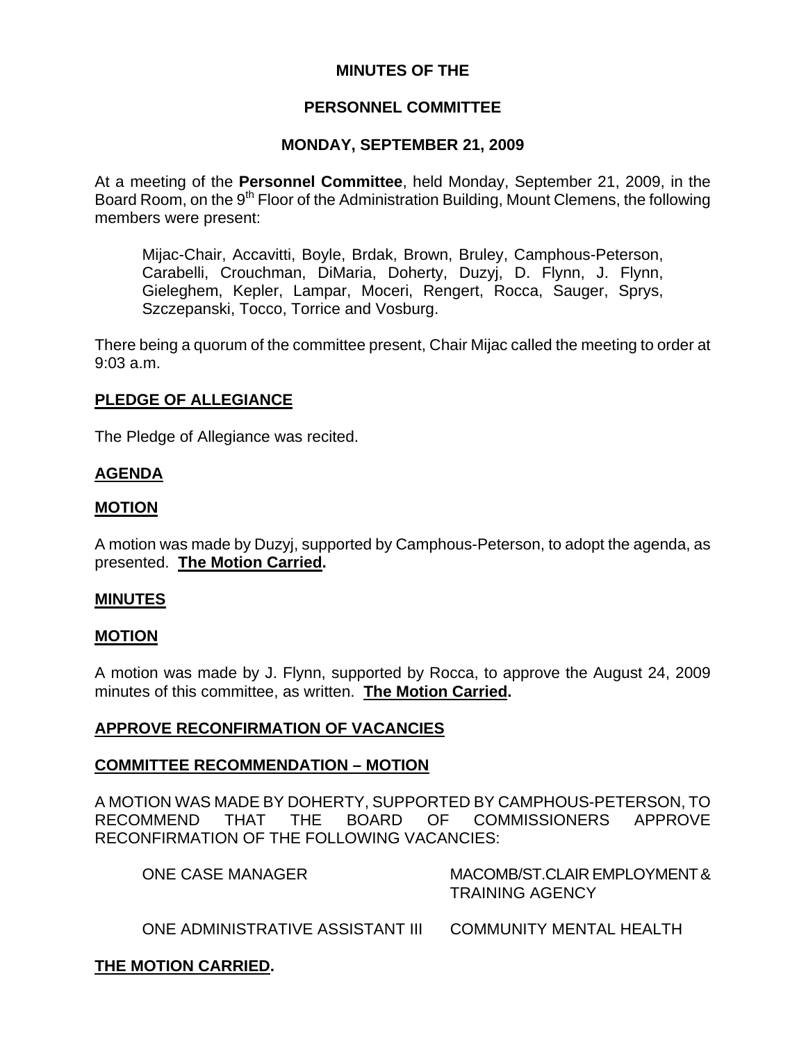# MINUTES OF THE

# PERSONNEL COMMITTEE

## MONDAY, SEPTEMBER 21, 2009

At a meeting of the **Personnel Committee**, held Monday, September 21, 2009, in the Board Room, on the 9th Floor of the Administration Building, Mount Clemens, the following members were present:

> Mijac-Chair, Accavitti, Boyle, Brdak, Brown, Bruley, Camphous-Peterson, Carabelli, Crouchman, DiMaria, Doherty, Duzyj, D. Flynn, J. Flynn, Gieleghem, Kepler, Lampar, Moceri, Rengert, Rocca, Sauger, Sprys, Szczepanski, Tocco, Torrice and Vosburg.

There being a quorum of the committee present, Chair Mijac called the meeting to order at 9:03 a.m.

### PLEDGE OF ALLEGIANCE

The Pledge of Allegiance was recited.

### AGENDA

### MOTION

A motion was made by Duzyj, supported by Camphous-Peterson, to adopt the agenda, as presented. **The Motion Carried.**

### MINUTES

### MOTION

A motion was made by J. Flynn, supported by Rocca, to approve the August 24, 2009 minutes of this committee, as written. **The Motion Carried.**

### APPROVE RECONFIRMATION OF VACANCIES

### COMMITTEE RECOMMENDATION – MOTION

A MOTION WAS MADE BY DOHERTY, SUPPORTED BY CAMPHOUS-PETERSON, TO RECOMMEND THAT THE BOARD OF COMMISSIONERS APPROVE RECONFIRMATION OF THE FOLLOWING VACANCIES:

| | |
|---|---|
| ONE CASE MANAGER | MACOMB/ST.CLAIR EMPLOYMENT & TRAINING AGENCY |
| ONE ADMINISTRATIVE ASSISTANT III | COMMUNITY MENTAL HEALTH |

**THE MOTION CARRIED.**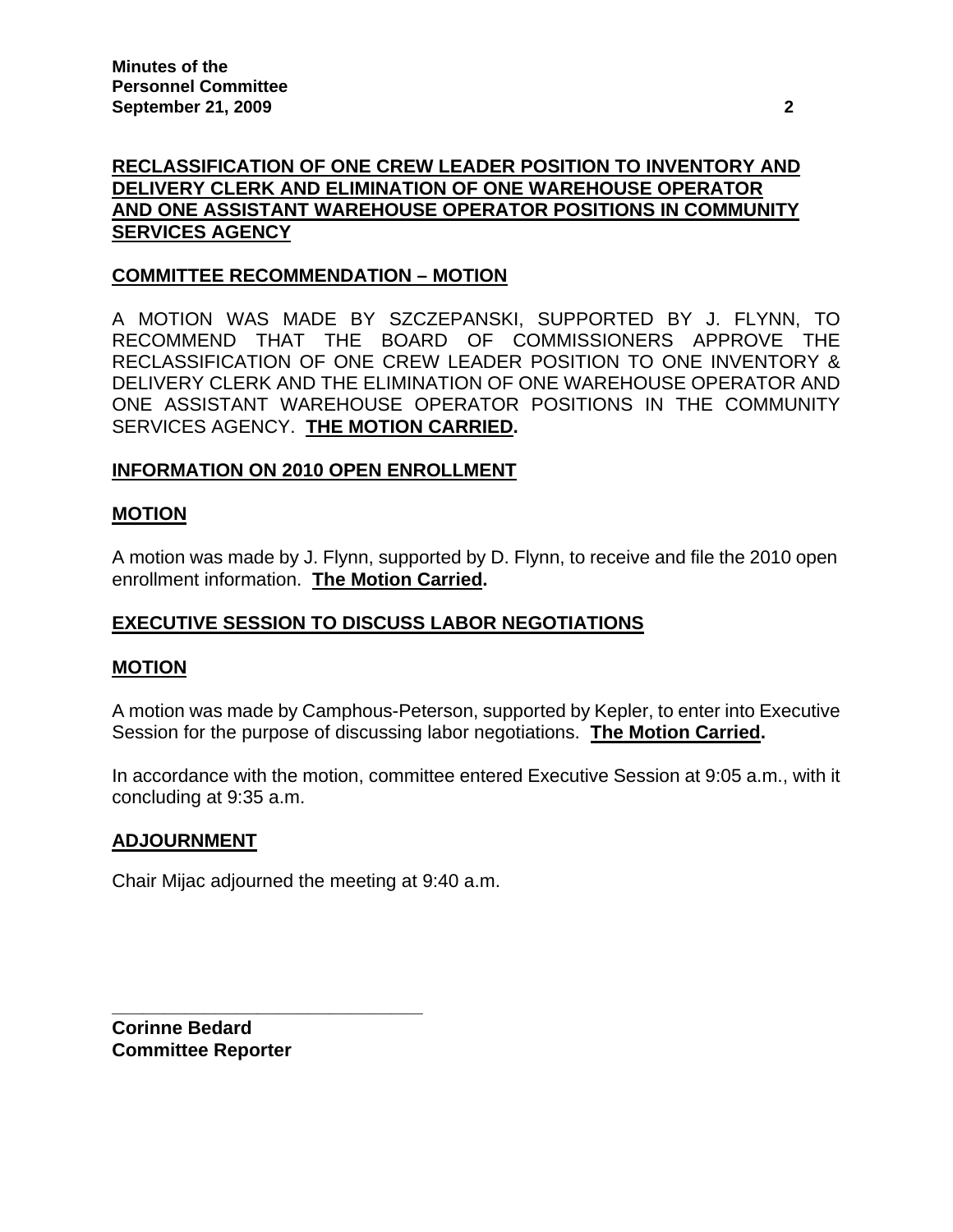**RECLASSIFICATION OF ONE CREW LEADER POSITION TO INVENTORY AND DELIVERY CLERK AND ELIMINATION OF ONE WAREHOUSE OPERATOR AND ONE ASSISTANT WAREHOUSE OPERATOR POSITIONS IN COMMUNITY SERVICES AGENCY**

**COMMITTEE RECOMMENDATION – MOTION**

A MOTION WAS MADE BY SZCZEPANSKI, SUPPORTED BY J. FLYNN, TO RECOMMEND THAT THE BOARD OF COMMISSIONERS APPROVE THE RECLASSIFICATION OF ONE CREW LEADER POSITION TO ONE INVENTORY & DELIVERY CLERK AND THE ELIMINATION OF ONE WAREHOUSE OPERATOR AND ONE ASSISTANT WAREHOUSE OPERATOR POSITIONS IN THE COMMUNITY SERVICES AGENCY. **THE MOTION CARRIED.**

**INFORMATION ON 2010 OPEN ENROLLMENT**

**MOTION**

A motion was made by J. Flynn, supported by D. Flynn, to receive and file the 2010 open enrollment information. **The Motion Carried.**

**EXECUTIVE SESSION TO DISCUSS LABOR NEGOTIATIONS**

**MOTION**

A motion was made by Camphous-Peterson, supported by Kepler, to enter into Executive Session for the purpose of discussing labor negotiations. **The Motion Carried.**

In accordance with the motion, committee entered Executive Session at 9:05 a.m., with it concluding at 9:35 a.m.

**ADJOURNMENT**

Chair Mijac adjourned the meeting at 9:40 a.m.

\_\_\_\_\_\_\_\_\_\_\_\_\_\_\_\_\_\_\_\_\_\_\_\_\_\_\_\_\_\_\_\_

**Corinne Bedard**
**Committee Reporter**